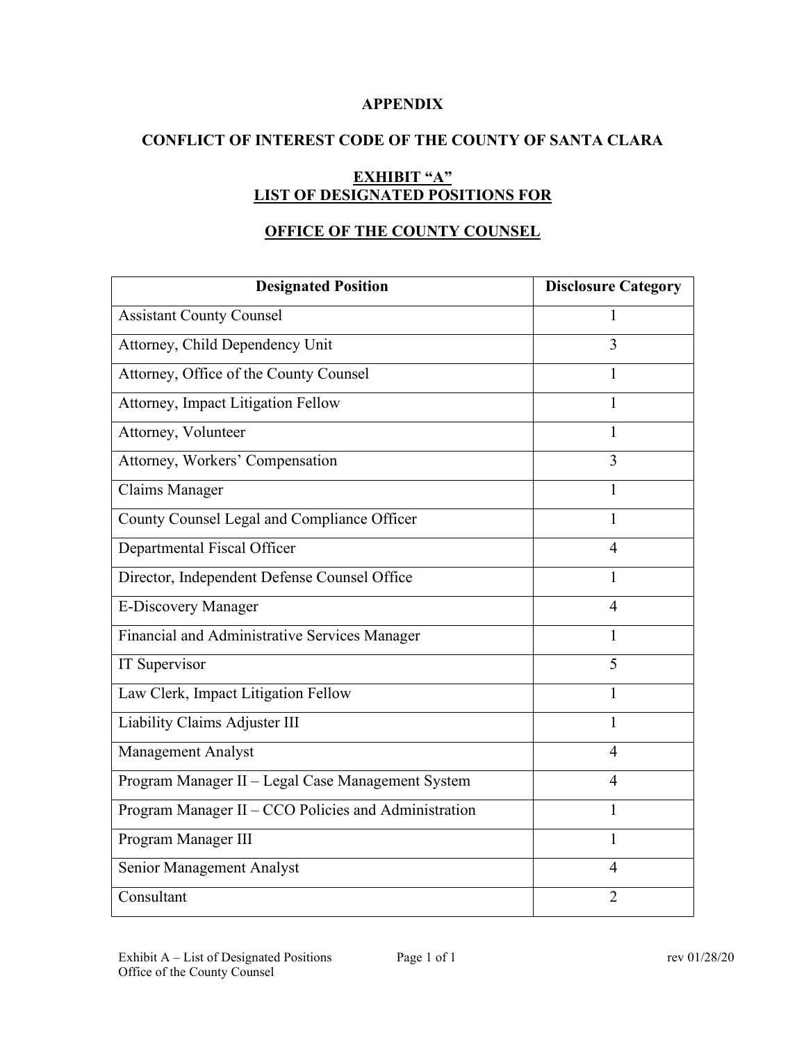# APPENDIX

## CONFLICT OF INTEREST CODE OF THE COUNTY OF SANTA CLARA

## EXHIBIT "A"
## LIST OF DESIGNATED POSITIONS FOR

## OFFICE OF THE COUNTY COUNSEL

| Designated Position | Disclosure Category |
|---|---|
| Assistant County Counsel | 1 |
| Attorney, Child Dependency Unit | 3 |
| Attorney, Office of the County Counsel | 1 |
| Attorney, Impact Litigation Fellow | 1 |
| Attorney, Volunteer | 1 |
| Attorney, Workers' Compensation | 3 |
| Claims Manager | 1 |
| County Counsel Legal and Compliance Officer | 1 |
| Departmental Fiscal Officer | 4 |
| Director, Independent Defense Counsel Office | 1 |
| E-Discovery Manager | 4 |
| Financial and Administrative Services Manager | 1 |
| IT Supervisor | 5 |
| Law Clerk, Impact Litigation Fellow | 1 |
| Liability Claims Adjuster III | 1 |
| Management Analyst | 4 |
| Program Manager II – Legal Case Management System | 4 |
| Program Manager II – CCO Policies and Administration | 1 |
| Program Manager III | 1 |
| Senior Management Analyst | 4 |
| Consultant | 2 |

Exhibit A – List of Designated Positions
Office of the County Counsel

rev 01/28/20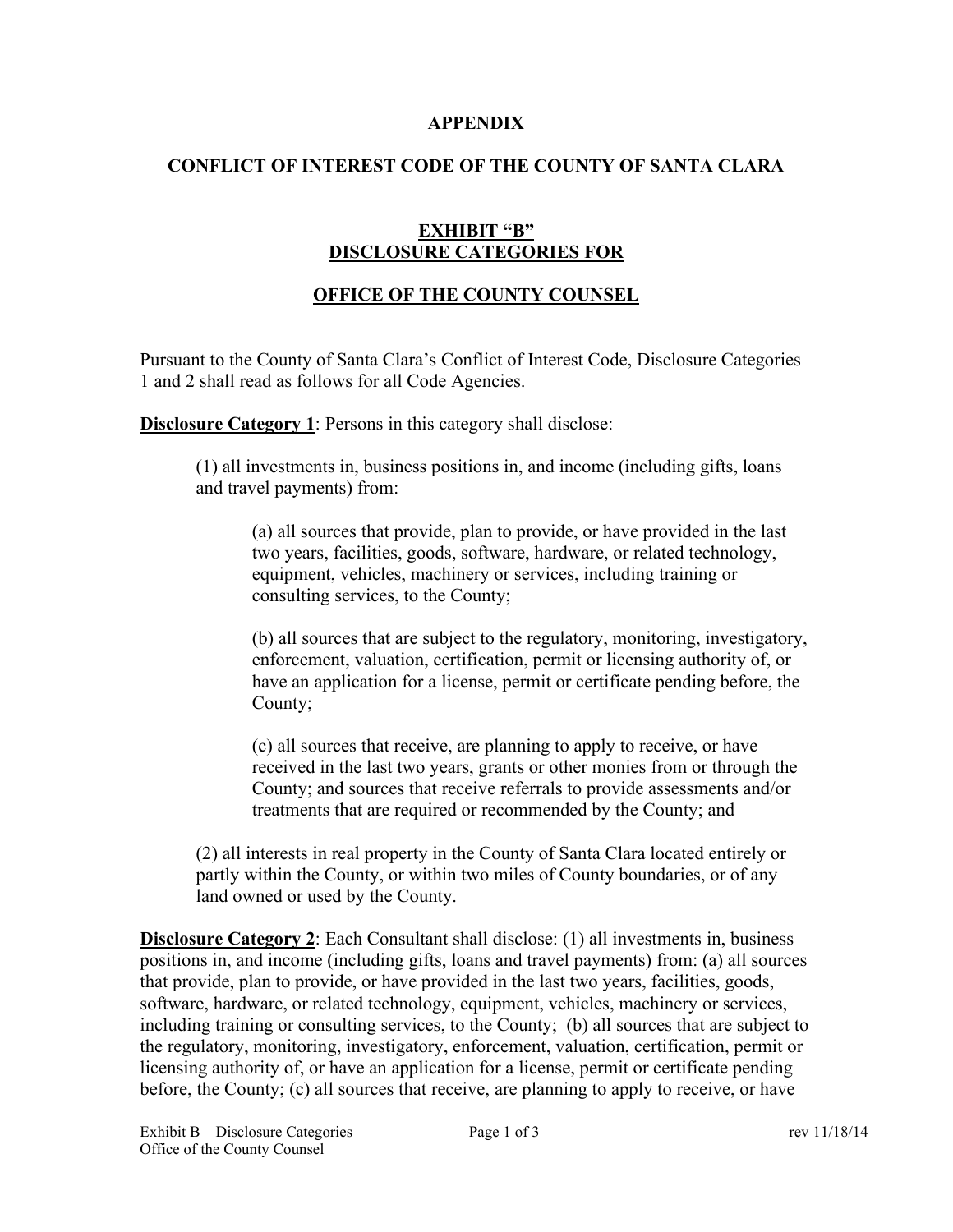**APPENDIX**

**CONFLICT OF INTEREST CODE OF THE COUNTY OF SANTA CLARA**

**EXHIBIT "B"**
**DISCLOSURE CATEGORIES FOR**

**OFFICE OF THE COUNTY COUNSEL**

Pursuant to the County of Santa Clara's Conflict of Interest Code, Disclosure Categories 1 and 2 shall read as follows for all Code Agencies.

**Disclosure Category 1**: Persons in this category shall disclose:

(1) all investments in, business positions in, and income (including gifts, loans and travel payments) from:

(a) all sources that provide, plan to provide, or have provided in the last two years, facilities, goods, software, hardware, or related technology, equipment, vehicles, machinery or services, including training or consulting services, to the County;

(b) all sources that are subject to the regulatory, monitoring, investigatory, enforcement, valuation, certification, permit or licensing authority of, or have an application for a license, permit or certificate pending before, the County;

(c) all sources that receive, are planning to apply to receive, or have received in the last two years, grants or other monies from or through the County; and sources that receive referrals to provide assessments and/or treatments that are required or recommended by the County; and

(2) all interests in real property in the County of Santa Clara located entirely or partly within the County, or within two miles of County boundaries, or of any land owned or used by the County.

**Disclosure Category 2**: Each Consultant shall disclose: (1) all investments in, business positions in, and income (including gifts, loans and travel payments) from: (a) all sources that provide, plan to provide, or have provided in the last two years, facilities, goods, software, hardware, or related technology, equipment, vehicles, machinery or services, including training or consulting services, to the County; (b) all sources that are subject to the regulatory, monitoring, investigatory, enforcement, valuation, certification, permit or licensing authority of, or have an application for a license, permit or certificate pending before, the County; (c) all sources that receive, are planning to apply to receive, or have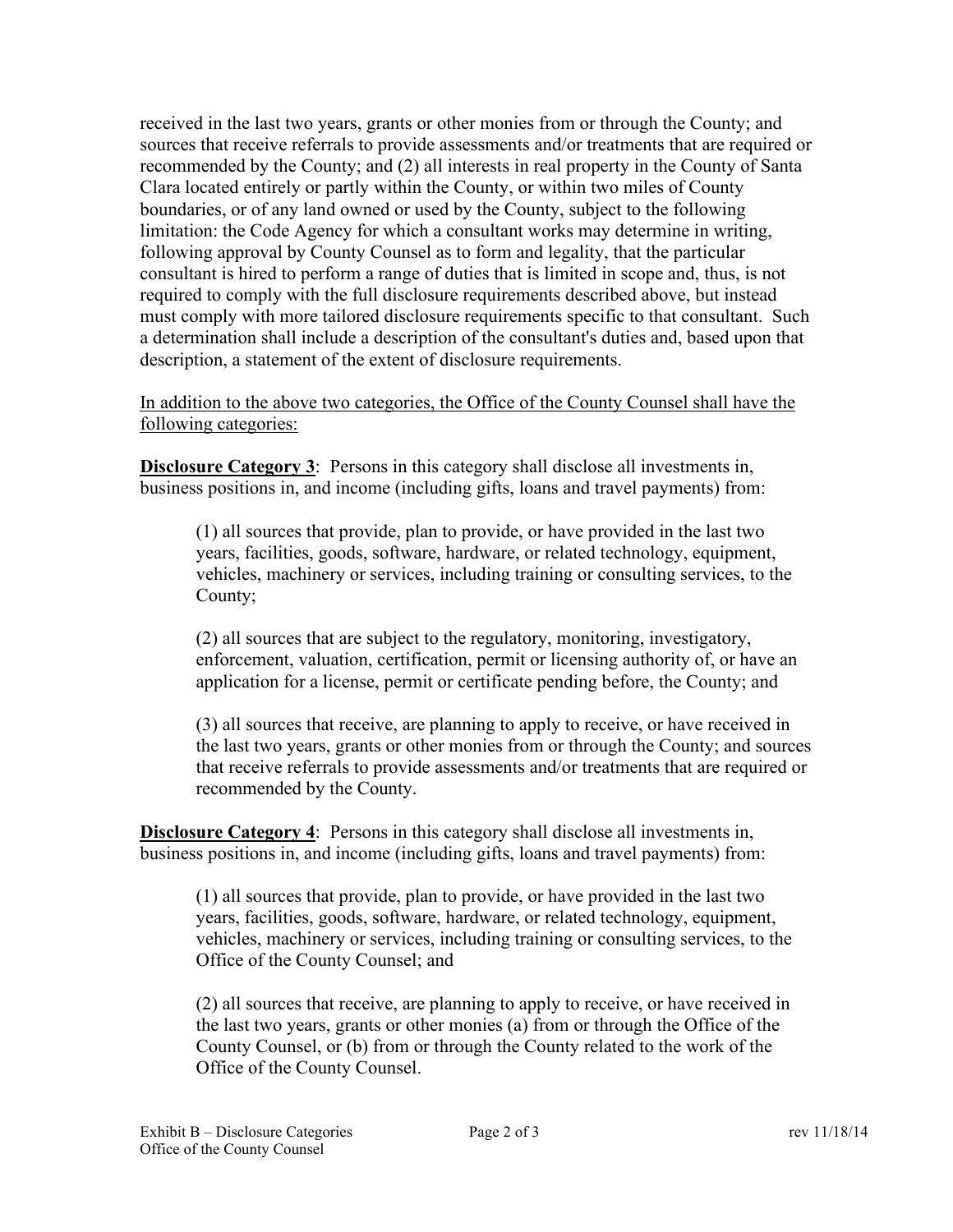received in the last two years, grants or other monies from or through the County; and sources that receive referrals to provide assessments and/or treatments that are required or recommended by the County; and (2) all interests in real property in the County of Santa Clara located entirely or partly within the County, or within two miles of County boundaries, or of any land owned or used by the County, subject to the following limitation: the Code Agency for which a consultant works may determine in writing, following approval by County Counsel as to form and legality, that the particular consultant is hired to perform a range of duties that is limited in scope and, thus, is not required to comply with the full disclosure requirements described above, but instead must comply with more tailored disclosure requirements specific to that consultant. Such a determination shall include a description of the consultant's duties and, based upon that description, a statement of the extent of disclosure requirements.

<u>In addition to the above two categories, the Office of the County Counsel shall have the following categories:</u>

**<u>Disclosure Category 3</u>**: Persons in this category shall disclose all investments in, business positions in, and income (including gifts, loans and travel payments) from:

(1) all sources that provide, plan to provide, or have provided in the last two years, facilities, goods, software, hardware, or related technology, equipment, vehicles, machinery or services, including training or consulting services, to the County;

(2) all sources that are subject to the regulatory, monitoring, investigatory, enforcement, valuation, certification, permit or licensing authority of, or have an application for a license, permit or certificate pending before, the County; and

(3) all sources that receive, are planning to apply to receive, or have received in the last two years, grants or other monies from or through the County; and sources that receive referrals to provide assessments and/or treatments that are required or recommended by the County.

**<u>Disclosure Category 4</u>**: Persons in this category shall disclose all investments in, business positions in, and income (including gifts, loans and travel payments) from:

(1) all sources that provide, plan to provide, or have provided in the last two years, facilities, goods, software, hardware, or related technology, equipment, vehicles, machinery or services, including training or consulting services, to the Office of the County Counsel; and

(2) all sources that receive, are planning to apply to receive, or have received in the last two years, grants or other monies (a) from or through the Office of the County Counsel, or (b) from or through the County related to the work of the Office of the County Counsel.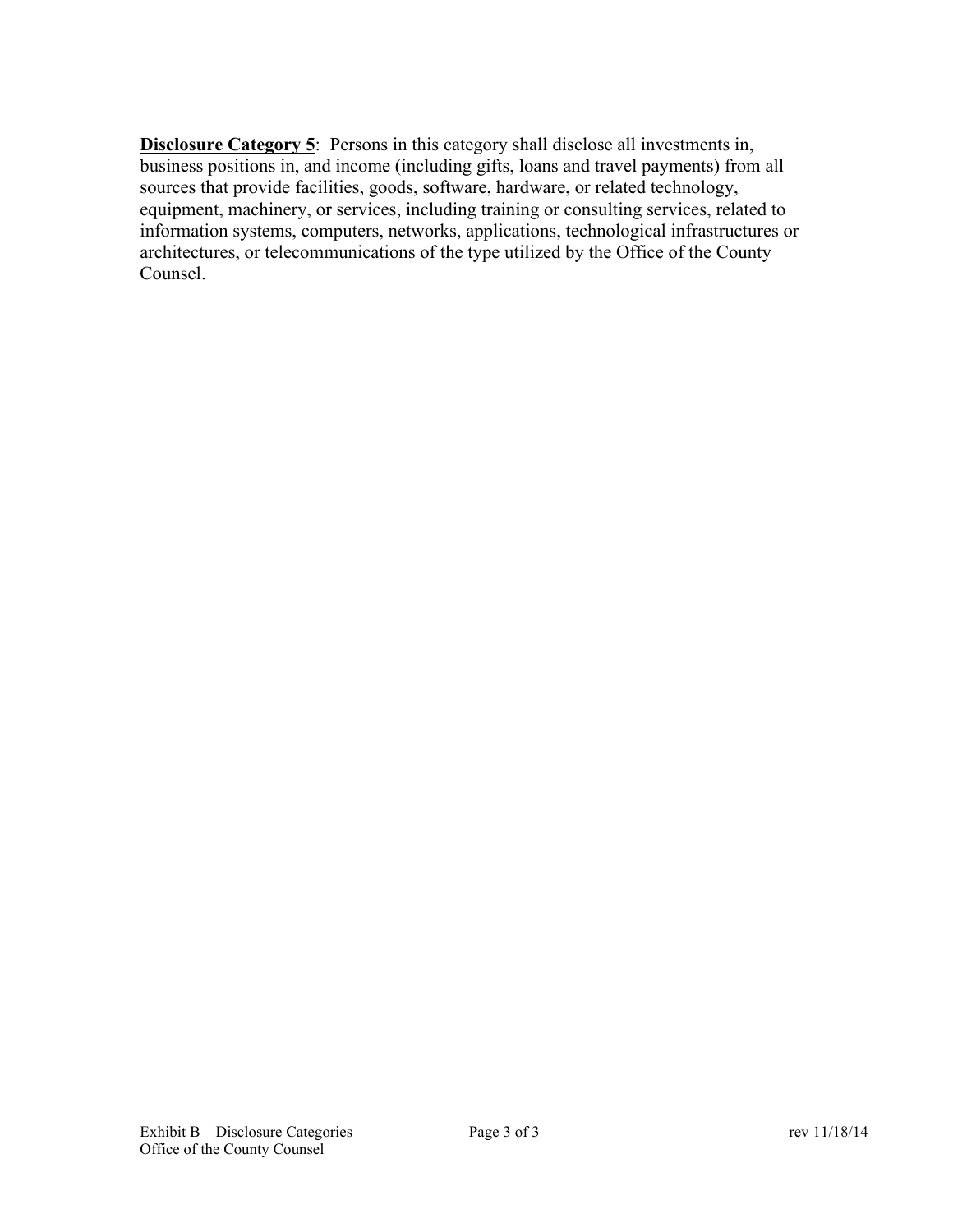**<u>Disclosure Category 5</u>**: Persons in this category shall disclose all investments in, business positions in, and income (including gifts, loans and travel payments) from all sources that provide facilities, goods, software, hardware, or related technology, equipment, machinery, or services, including training or consulting services, related to information systems, computers, networks, applications, technological infrastructures or architectures, or telecommunications of the type utilized by the Office of the County Counsel.